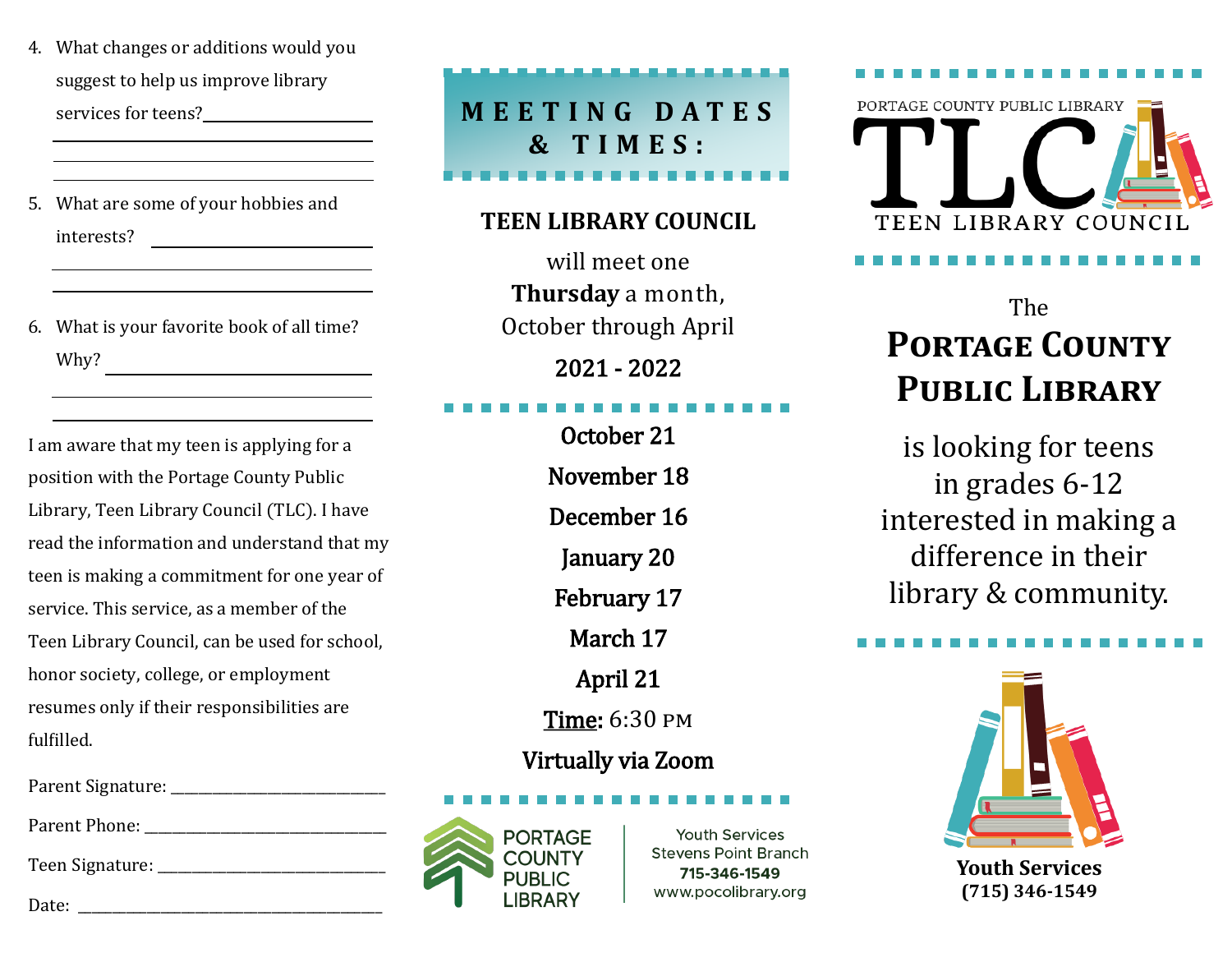4. What changes or additions would you suggest to help us improve library services for teens? ____________________

____________________

____________________

5. What are some of your hobbies and interests? ____________________

____________________

____________________

6. What is your favorite book of all time? Why? ____________________

____________________

____________________

I am aware that my teen is applying for a position with the Portage County Public Library, Teen Library Council (TLC). I have read the information and understand that my teen is making a commitment for one year of service. This service, as a member of the Teen Library Council, can be used for school, honor society, college, or employment resumes only if their responsibilities are fulfilled.

Parent Signature: ____________________________

Parent Phone: ______________________________

Teen Signature: _____________________________

Date: ______________________________________

## MEETING DATES & TIMES:

**TEEN LIBRARY COUNCIL**

will meet one **Thursday** a month, October through April

**2021 - 2022**

**October 21**

**November 18**

**December 16**

**January 20**

**February 17**

**March 17**

**April 21**

**Time:** 6:30 PM

**Virtually via Zoom**

PORTAGE COUNTY PUBLIC LIBRARY

Youth Services
Stevens Point Branch
**715-346-1549**
www.pocolibrary.org

PORTAGE COUNTY PUBLIC LIBRARY

# TLC

TEEN LIBRARY COUNCIL

The

# Portage County Public Library

is looking for teens in grades 6-12 interested in making a difference in their library & community.

**Youth Services**
**(715) 346-1549**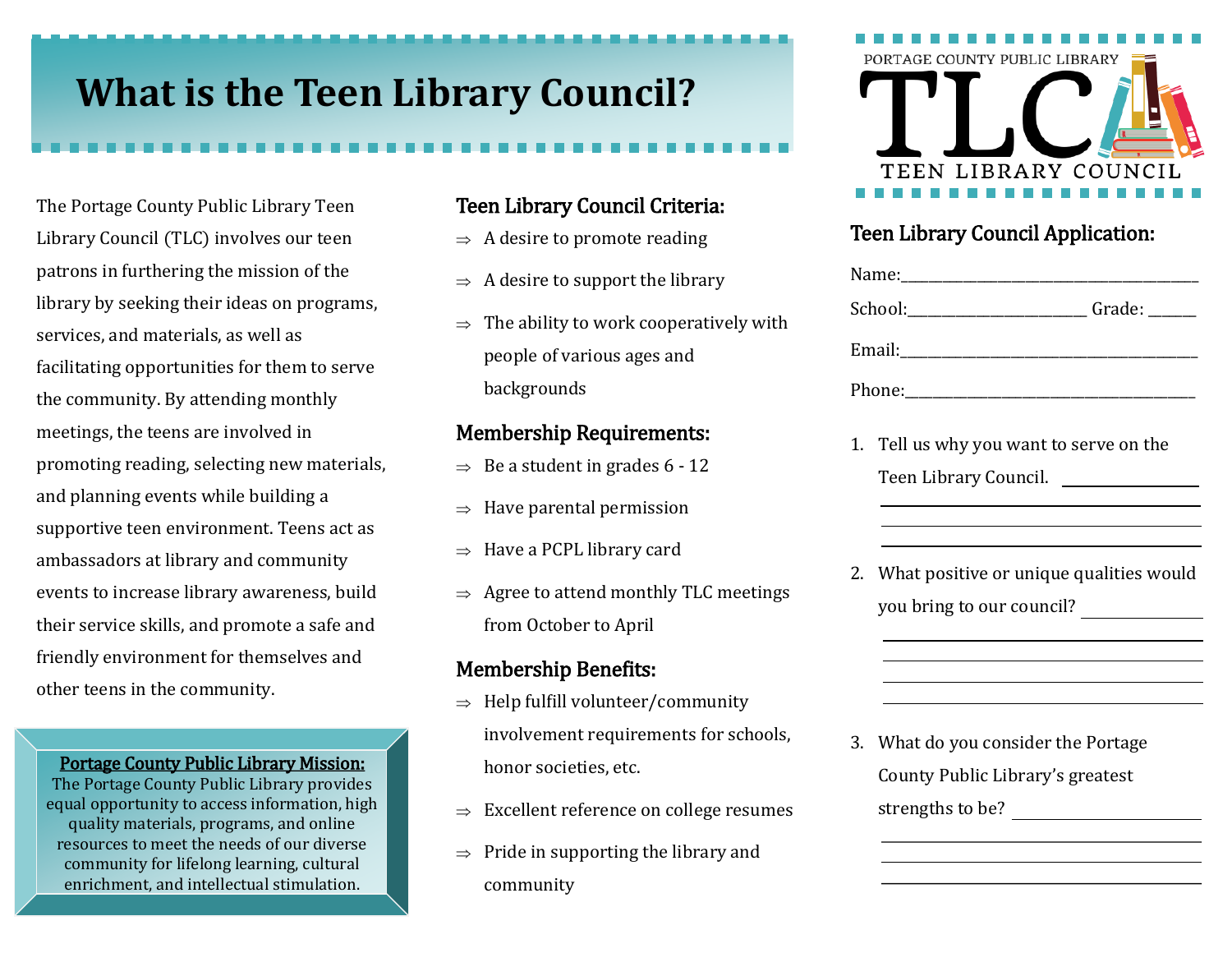# What is the Teen Library Council?

The Portage County Public Library Teen Library Council (TLC) involves our teen patrons in furthering the mission of the library by seeking their ideas on programs, services, and materials, as well as facilitating opportunities for them to serve the community. By attending monthly meetings, the teens are involved in promoting reading, selecting new materials, and planning events while building a supportive teen environment. Teens act as ambassadors at library and community events to increase library awareness, build their service skills, and promote a safe and friendly environment for themselves and other teens in the community.

**Portage County Public Library Mission:**
The Portage County Public Library provides equal opportunity to access information, high quality materials, programs, and online resources to meet the needs of our diverse community for lifelong learning, cultural enrichment, and intellectual stimulation.

### Teen Library Council Criteria:

- ⇒ A desire to promote reading
- ⇒ A desire to support the library
- ⇒ The ability to work cooperatively with people of various ages and backgrounds

### Membership Requirements:

- ⇒ Be a student in grades 6 - 12
- ⇒ Have parental permission
- ⇒ Have a PCPL library card
- ⇒ Agree to attend monthly TLC meetings from October to April

### Membership Benefits:

- ⇒ Help fulfill volunteer/community involvement requirements for schools, honor societies, etc.
- ⇒ Excellent reference on college resumes
- ⇒ Pride in supporting the library and community

PORTAGE COUNTY PUBLIC LIBRARY
TLC
TEEN LIBRARY COUNCIL

### Teen Library Council Application:

Name:______________________________________

School:______________________ Grade: ______

Email:______________________________________

Phone:_____________________________________

1. Tell us why you want to serve on the Teen Library Council. ______________
______________________________________
______________________________________
______________________________________

2. What positive or unique qualities would you bring to our council? ______________
______________________________________
______________________________________
______________________________________
______________________________________

3. What do you consider the Portage County Public Library's greatest strengths to be? ______________
______________________________________
______________________________________
______________________________________